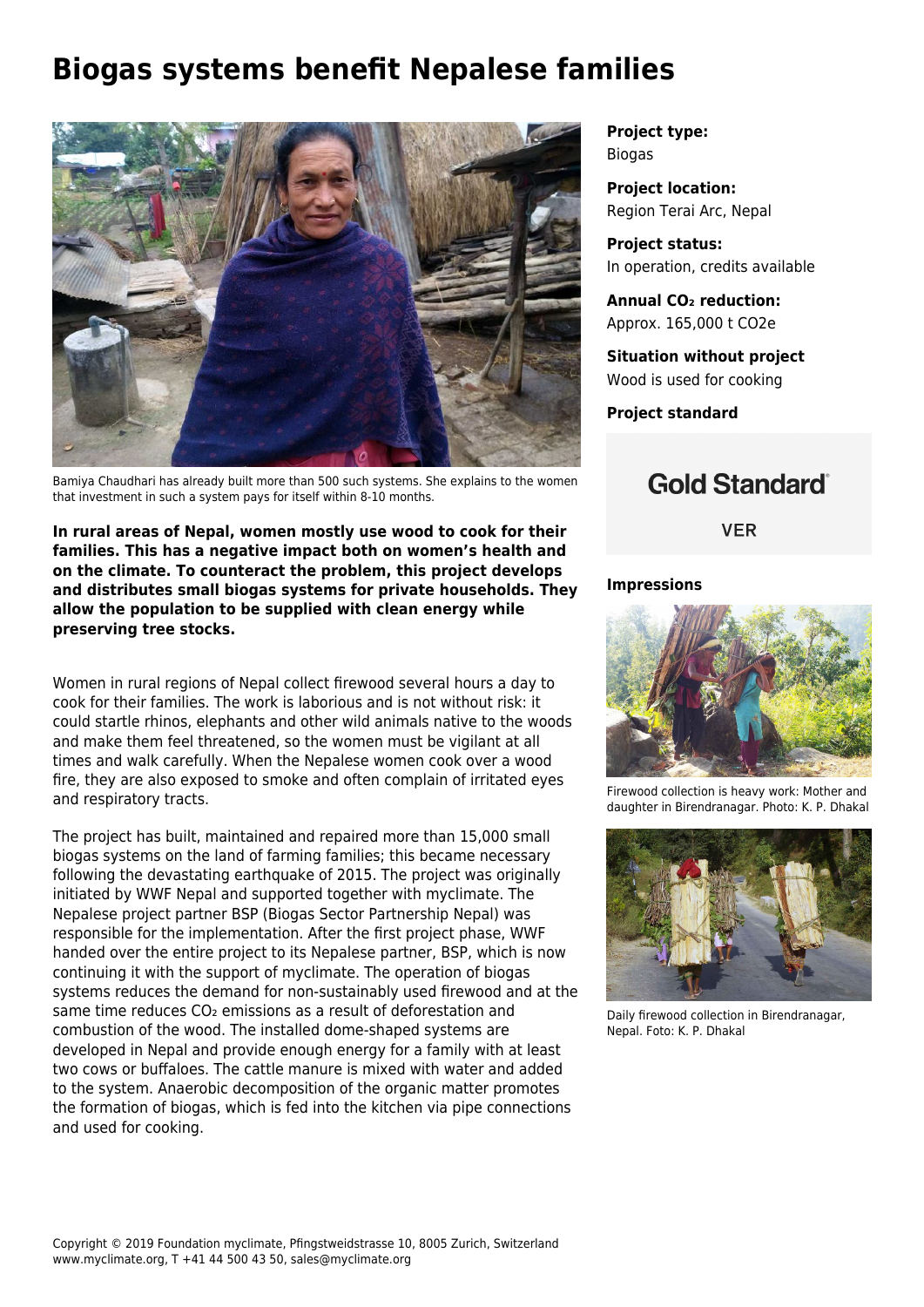# Biogas systems benefit Nepalese families

Bamiya Chaudhari has already built more than 500 such systems. She explains to the women that investment in such a system pays for itself within 8-10 months.

**In rural areas of Nepal, women mostly use wood to cook for their families. This has a negative impact both on women's health and on the climate. To counteract the problem, this project develops and distributes small biogas systems for private households. They allow the population to be supplied with clean energy while preserving tree stocks.**

Women in rural regions of Nepal collect firewood several hours a day to cook for their families. The work is laborious and is not without risk: it could startle rhinos, elephants and other wild animals native to the woods and make them feel threatened, so the women must be vigilant at all times and walk carefully. When the Nepalese women cook over a wood fire, they are also exposed to smoke and often complain of irritated eyes and respiratory tracts.

The project has built, maintained and repaired more than 15,000 small biogas systems on the land of farming families; this became necessary following the devastating earthquake of 2015. The project was originally initiated by WWF Nepal and supported together with myclimate. The Nepalese project partner BSP (Biogas Sector Partnership Nepal) was responsible for the implementation. After the first project phase, WWF handed over the entire project to its Nepalese partner, BSP, which is now continuing it with the support of myclimate. The operation of biogas systems reduces the demand for non-sustainably used firewood and at the same time reduces $CO_2$ emissions as a result of deforestation and combustion of the wood. The installed dome-shaped systems are developed in Nepal and provide enough energy for a family with at least two cows or buffaloes. The cattle manure is mixed with water and added to the system. Anaerobic decomposition of the organic matter promotes the formation of biogas, which is fed into the kitchen via pipe connections and used for cooking.

**Project type:**
Biogas

**Project location:**
Region Terai Arc, Nepal

**Project status:**
In operation, credits available

**Annual $CO_2$ reduction:**
Approx. 165,000 t CO2e

**Situation without project**
Wood is used for cooking

**Project standard**

Gold Standard®

VER

**Impressions**

Firewood collection is heavy work: Mother and daughter in Birendranagar. Photo: K. P. Dhakal

Daily firewood collection in Birendranagar, Nepal. Foto: K. P. Dhakal

Copyright © 2019 Foundation myclimate, Pfingstweidstrasse 10, 8005 Zurich, Switzerland
www.myclimate.org, T +41 44 500 43 50, sales@myclimate.org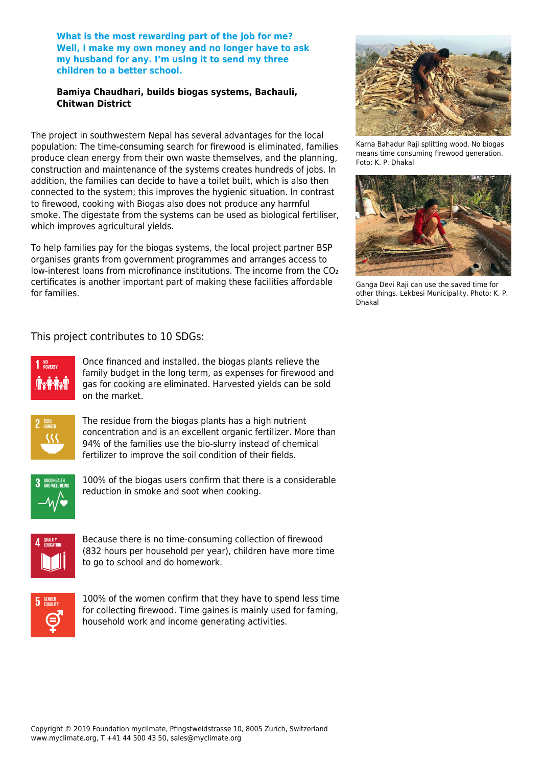**What is the most rewarding part of the job for me? Well, I make my own money and no longer have to ask my husband for any. I'm using it to send my three children to a better school.**

**Bamiya Chaudhari, builds biogas systems, Bachauli, Chitwan District**

The project in southwestern Nepal has several advantages for the local population: The time-consuming search for firewood is eliminated, families produce clean energy from their own waste themselves, and the planning, construction and maintenance of the systems creates hundreds of jobs. In addition, the families can decide to have a toilet built, which is also then connected to the system; this improves the hygienic situation. In contrast to firewood, cooking with Biogas also does not produce any harmful smoke. The digestate from the systems can be used as biological fertiliser, which improves agricultural yields.

To help families pay for the biogas systems, the local project partner BSP organises grants from government programmes and arranges access to low-interest loans from microfinance institutions. The income from the $CO_2$ certificates is another important part of making these facilities affordable for families.

Karna Bahadur Raji splitting wood. No biogas means time consuming firewood generation. Foto: K. P. Dhakal

Ganga Devi Raji can use the saved time for other things. Lekbesi Municipality. Photo: K. P. Dhakal

## This project contributes to 10 SDGs:

**1 NO POVERTY** – Once financed and installed, the biogas plants relieve the family budget in the long term, as expenses for firewood and gas for cooking are eliminated. Harvested yields can be sold on the market.

**2 ZERO HUNGER** – The residue from the biogas plants has a high nutrient concentration and is an excellent organic fertilizer. More than 94% of the families use the bio-slurry instead of chemical fertilizer to improve the soil condition of their fields.

**3 GOOD HEALTH AND WELL-BEING** – 100% of the biogas users confirm that there is a considerable reduction in smoke and soot when cooking.

**4 QUALITY EDUCATION** – Because there is no time-consuming collection of firewood (832 hours per household per year), children have more time to go to school and do homework.

**5 GENDER EQUALITY** – 100% of the women confirm that they have to spend less time for collecting firewood. Time gaines is mainly used for faming, household work and income generating activities.

Copyright © 2019 Foundation myclimate, Pfingstweidstrasse 10, 8005 Zurich, Switzerland
www.myclimate.org, T +41 44 500 43 50, sales@myclimate.org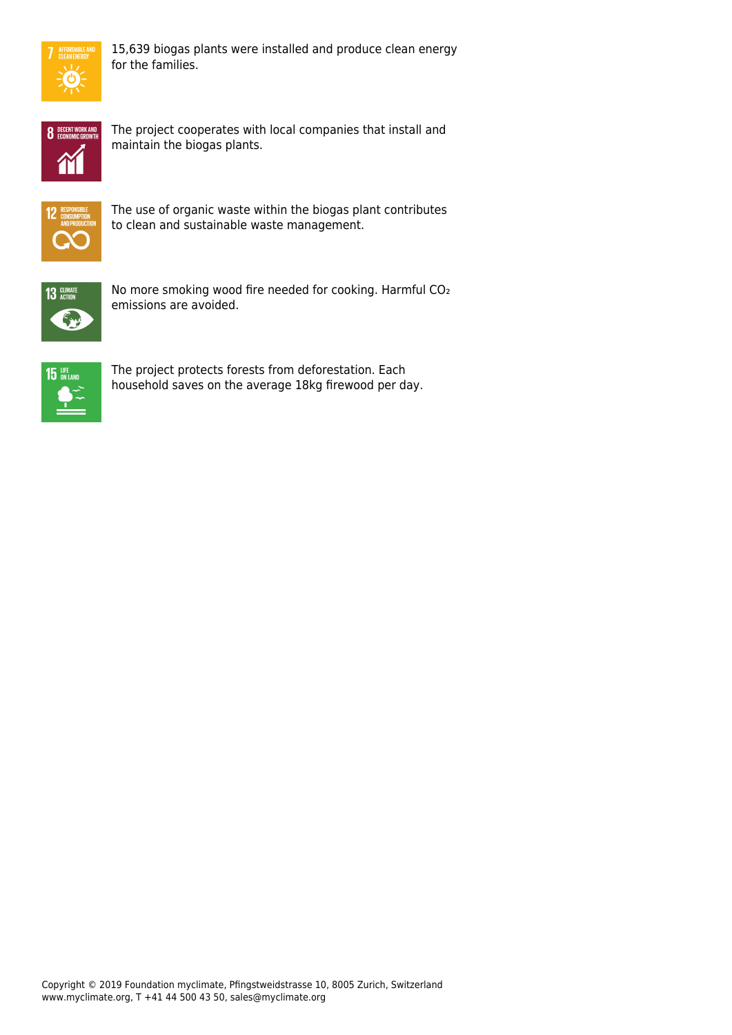15,639 biogas plants were installed and produce clean energy for the families.

The project cooperates with local companies that install and maintain the biogas plants.

The use of organic waste within the biogas plant contributes to clean and sustainable waste management.

No more smoking wood fire needed for cooking. Harmful $CO_2$ emissions are avoided.

The project protects forests from deforestation. Each household saves on the average 18kg firewood per day.

Copyright © 2019 Foundation myclimate, Pfingstweidstrasse 10, 8005 Zurich, Switzerland
www.myclimate.org, T +41 44 500 43 50, sales@myclimate.org